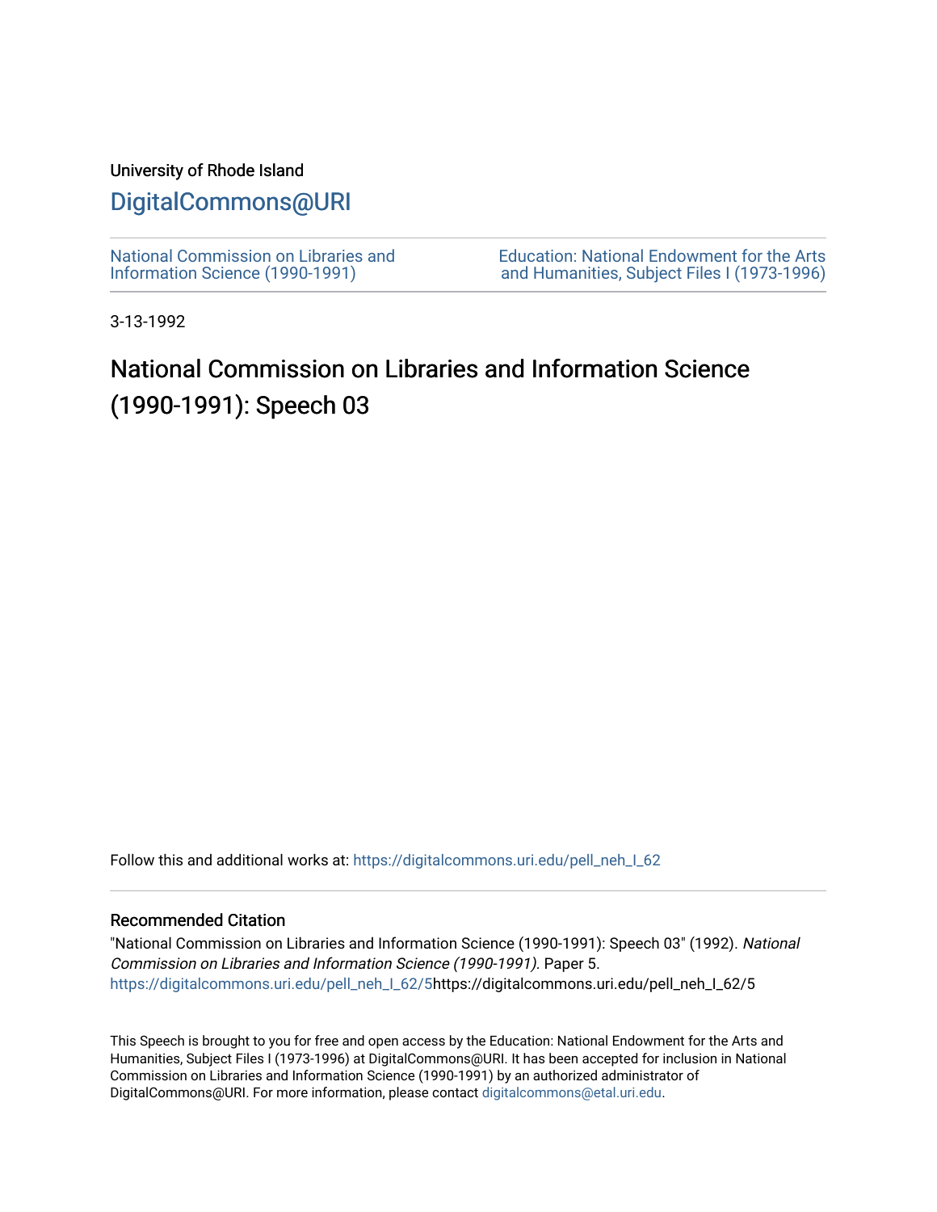University of Rhode Island

# DigitalCommons@URI

National Commission on Libraries and Information Science (1990-1991)

Education: National Endowment for the Arts and Humanities, Subject Files I (1973-1996)

3-13-1992

## National Commission on Libraries and Information Science (1990-1991): Speech 03

Follow this and additional works at: https://digitalcommons.uri.edu/pell_neh_I_62

### Recommended Citation

"National Commission on Libraries and Information Science (1990-1991): Speech 03" (1992). *National Commission on Libraries and Information Science (1990-1991).* Paper 5.
https://digitalcommons.uri.edu/pell_neh_I_62/5https://digitalcommons.uri.edu/pell_neh_I_62/5

This Speech is brought to you for free and open access by the Education: National Endowment for the Arts and Humanities, Subject Files I (1973-1996) at DigitalCommons@URI. It has been accepted for inclusion in National Commission on Libraries and Information Science (1990-1991) by an authorized administrator of DigitalCommons@URI. For more information, please contact digitalcommons@etal.uri.edu.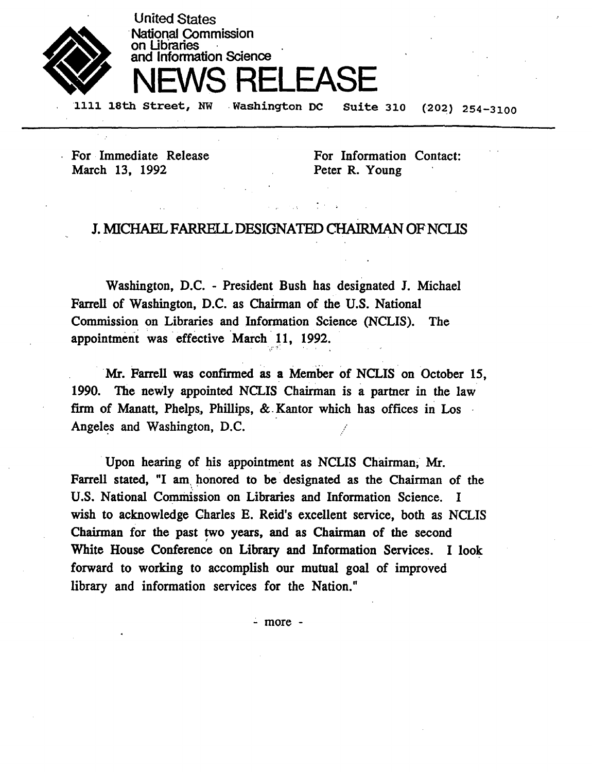United States
National Commission
on Libraries
and Information Science

# NEWS RELEASE

1111 18th Street, NW   Washington DC   Suite 310   (202) 254-3100

---

For Immediate Release
March 13, 1992

For Information Contact:
Peter R. Young

## J. MICHAEL FARRELL DESIGNATED CHAIRMAN OF NCLIS

Washington, D.C. - President Bush has designated J. Michael Farrell of Washington, D.C. as Chairman of the U.S. National Commission on Libraries and Information Science (NCLIS). The appointment was effective March 11, 1992.

Mr. Farrell was confirmed as a Member of NCLIS on October 15, 1990. The newly appointed NCLIS Chairman is a partner in the law firm of Manatt, Phelps, Phillips, & Kantor which has offices in Los Angeles and Washington, D.C.

Upon hearing of his appointment as NCLIS Chairman, Mr. Farrell stated, "I am honored to be designated as the Chairman of the U.S. National Commission on Libraries and Information Science. I wish to acknowledge Charles E. Reid's excellent service, both as NCLIS Chairman for the past two years, and as Chairman of the second White House Conference on Library and Information Services. I look forward to working to accomplish our mutual goal of improved library and information services for the Nation."

- more -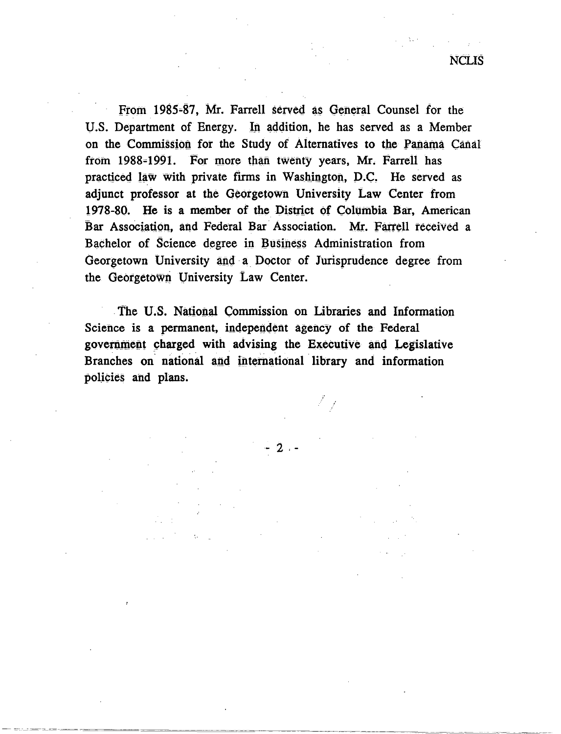From 1985-87, Mr. Farrell served as General Counsel for the U.S. Department of Energy. In addition, he has served as a Member on the Commission for the Study of Alternatives to the Panama Canal from 1988-1991. For more than twenty years, Mr. Farrell has practiced law with private firms in Washington, D.C. He served as adjunct professor at the Georgetown University Law Center from 1978-80. He is a member of the District of Columbia Bar, American Bar Association, and Federal Bar Association. Mr. Farrell received a Bachelor of Science degree in Business Administration from Georgetown University and a Doctor of Jurisprudence degree from the Georgetown University Law Center.

The U.S. National Commission on Libraries and Information Science is a permanent, independent agency of the Federal government charged with advising the Executive and Legislative Branches on national and international library and information policies and plans.